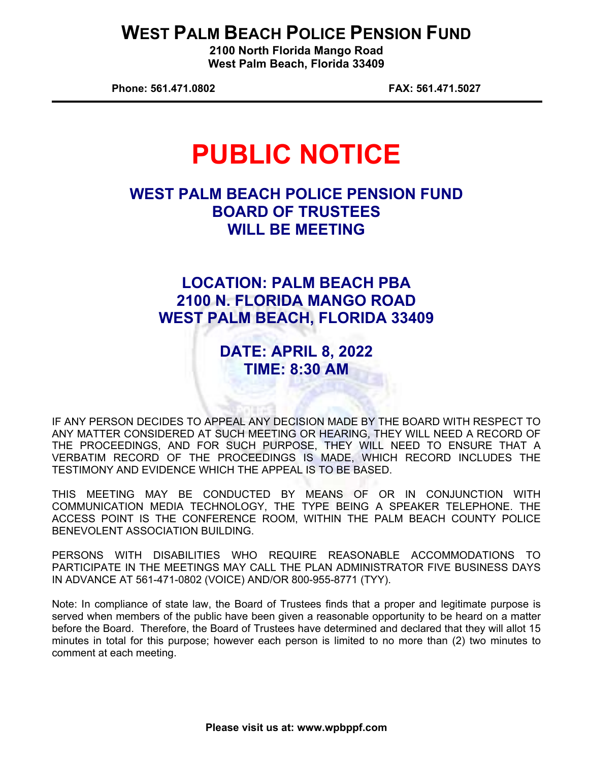# WEST PALM BEACH POLICE PENSION FUND

**2100 North Florida Mango Road**
**West Palm Beach, Florida 33409**

**Phone: 561.471.0802** **FAX: 561.471.5027**

# PUBLIC NOTICE

## WEST PALM BEACH POLICE PENSION FUND BOARD OF TRUSTEES WILL BE MEETING

## LOCATION: PALM BEACH PBA
## 2100 N. FLORIDA MANGO ROAD
## WEST PALM BEACH, FLORIDA 33409

## DATE: APRIL 8, 2022
## TIME: 8:30 AM

IF ANY PERSON DECIDES TO APPEAL ANY DECISION MADE BY THE BOARD WITH RESPECT TO ANY MATTER CONSIDERED AT SUCH MEETING OR HEARING, THEY WILL NEED A RECORD OF THE PROCEEDINGS, AND FOR SUCH PURPOSE, THEY WILL NEED TO ENSURE THAT A VERBATIM RECORD OF THE PROCEEDINGS IS MADE, WHICH RECORD INCLUDES THE TESTIMONY AND EVIDENCE WHICH THE APPEAL IS TO BE BASED.

THIS MEETING MAY BE CONDUCTED BY MEANS OF OR IN CONJUNCTION WITH COMMUNICATION MEDIA TECHNOLOGY, THE TYPE BEING A SPEAKER TELEPHONE. THE ACCESS POINT IS THE CONFERENCE ROOM, WITHIN THE PALM BEACH COUNTY POLICE BENEVOLENT ASSOCIATION BUILDING.

PERSONS WITH DISABILITIES WHO REQUIRE REASONABLE ACCOMMODATIONS TO PARTICIPATE IN THE MEETINGS MAY CALL THE PLAN ADMINISTRATOR FIVE BUSINESS DAYS IN ADVANCE AT 561-471-0802 (VOICE) AND/OR 800-955-8771 (TYY).

Note: In compliance of state law, the Board of Trustees finds that a proper and legitimate purpose is served when members of the public have been given a reasonable opportunity to be heard on a matter before the Board. Therefore, the Board of Trustees have determined and declared that they will allot 15 minutes in total for this purpose; however each person is limited to no more than (2) two minutes to comment at each meeting.

**Please visit us at: www.wpbppf.com**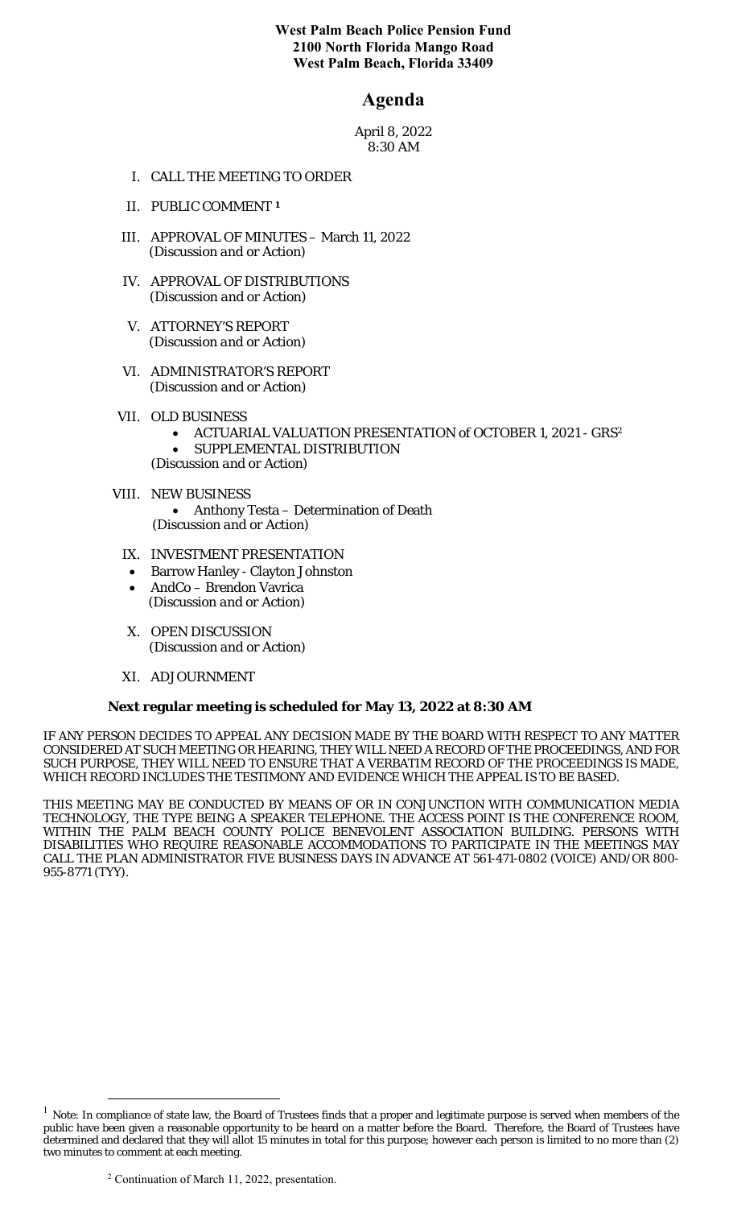**West Palm Beach Police Pension Fund**
**2100 North Florida Mango Road**
**West Palm Beach, Florida 33409**

# Agenda

April 8, 2022
8:30 AM

I. CALL THE MEETING TO ORDER

II. PUBLIC COMMENT [1]

III. APPROVAL OF MINUTES – March 11, 2022
*(Discussion and or Action)*

IV. APPROVAL OF DISTRIBUTIONS
*(Discussion and or Action)*

V. ATTORNEY'S REPORT
*(Discussion and or Action)*

VI. ADMINISTRATOR'S REPORT
*(Discussion and or Action)*

VII. OLD BUSINESS
- ACTUARIAL VALUATION PRESENTATION of OCTOBER 1, 2021 - GRS[2]
- SUPPLEMENTAL DISTRIBUTION

*(Discussion and or Action)*

VIII. NEW BUSINESS
- Anthony Testa – Determination of Death

*(Discussion and or Action)*

IX. INVESTMENT PRESENTATION
- Barrow Hanley - Clayton Johnston
- AndCo – Brendon Vavrica

*(Discussion and or Action)*

X. OPEN DISCUSSION
*(Discussion and or Action)*

XI. ADJOURNMENT

**Next regular meeting is scheduled for May 13, 2022 at 8:30 AM**

IF ANY PERSON DECIDES TO APPEAL ANY DECISION MADE BY THE BOARD WITH RESPECT TO ANY MATTER CONSIDERED AT SUCH MEETING OR HEARING, THEY WILL NEED A RECORD OF THE PROCEEDINGS, AND FOR SUCH PURPOSE, THEY WILL NEED TO ENSURE THAT A VERBATIM RECORD OF THE PROCEEDINGS IS MADE, WHICH RECORD INCLUDES THE TESTIMONY AND EVIDENCE WHICH THE APPEAL IS TO BE BASED.

THIS MEETING MAY BE CONDUCTED BY MEANS OF OR IN CONJUNCTION WITH COMMUNICATION MEDIA TECHNOLOGY, THE TYPE BEING A SPEAKER TELEPHONE. THE ACCESS POINT IS THE CONFERENCE ROOM, WITHIN THE PALM BEACH COUNTY POLICE BENEVOLENT ASSOCIATION BUILDING. PERSONS WITH DISABILITIES WHO REQUIRE REASONABLE ACCOMMODATIONS TO PARTICIPATE IN THE MEETINGS MAY CALL THE PLAN ADMINISTRATOR FIVE BUSINESS DAYS IN ADVANCE AT 561-471-0802 (VOICE) AND/OR 800-955-8771 (TYY).

---

[1] Note: In compliance of state law, the Board of Trustees finds that a proper and legitimate purpose is served when members of the public have been given a reasonable opportunity to be heard on a matter before the Board. Therefore, the Board of Trustees have determined and declared that they will allot 15 minutes in total for this purpose; however each person is limited to no more than (2) two minutes to comment at each meeting.

[2] Continuation of March 11, 2022, presentation.